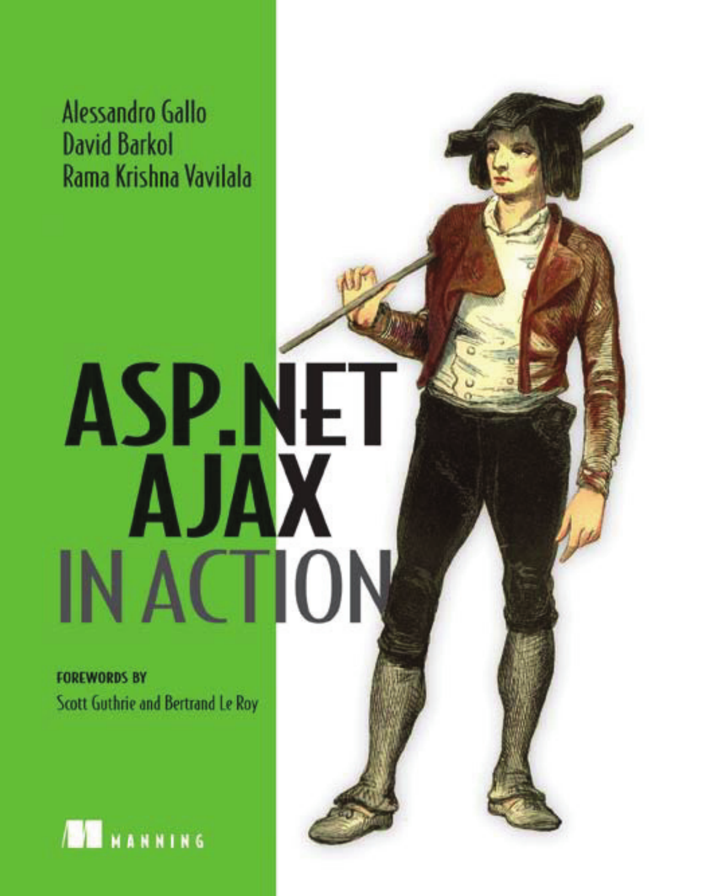Alessandro Gallo
David Barkol
Rama Krishna Vavilala

# ASP.NET AJAX IN ACTION

**FOREWORDS BY**

Scott Guthrie and Bertrand Le Roy

MANNING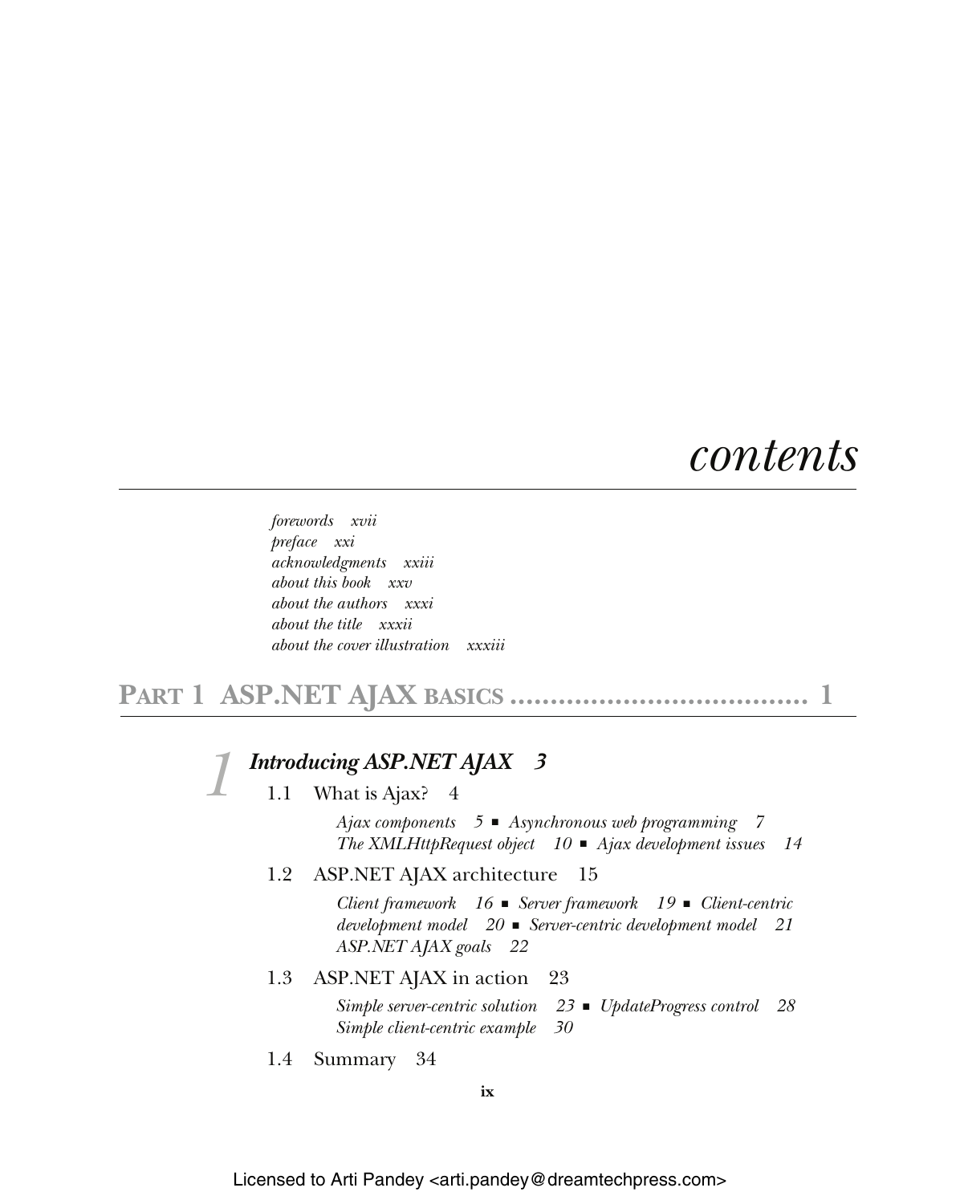# *contents*

*forewords xvii*
*preface xxi*
*acknowledgments xxiii*
*about this book xxv*
*about the authors xxxi*
*about the title xxxii*
*about the cover illustration xxxiii*

## PART 1 ASP.NET AJAX BASICS .................................... 1

### 1 *Introducing ASP.NET AJAX 3*

1.1 What is Ajax? 4

*Ajax components 5* ■ *Asynchronous web programming 7*
*The XMLHttpRequest object 10* ■ *Ajax development issues 14*

1.2 ASP.NET AJAX architecture 15

*Client framework 16* ■ *Server framework 19* ■ *Client-centric development model 20* ■ *Server-centric development model 21*
*ASP.NET AJAX goals 22*

1.3 ASP.NET AJAX in action 23

*Simple server-centric solution 23* ■ *UpdateProgress control 28*
*Simple client-centric example 30*

1.4 Summary 34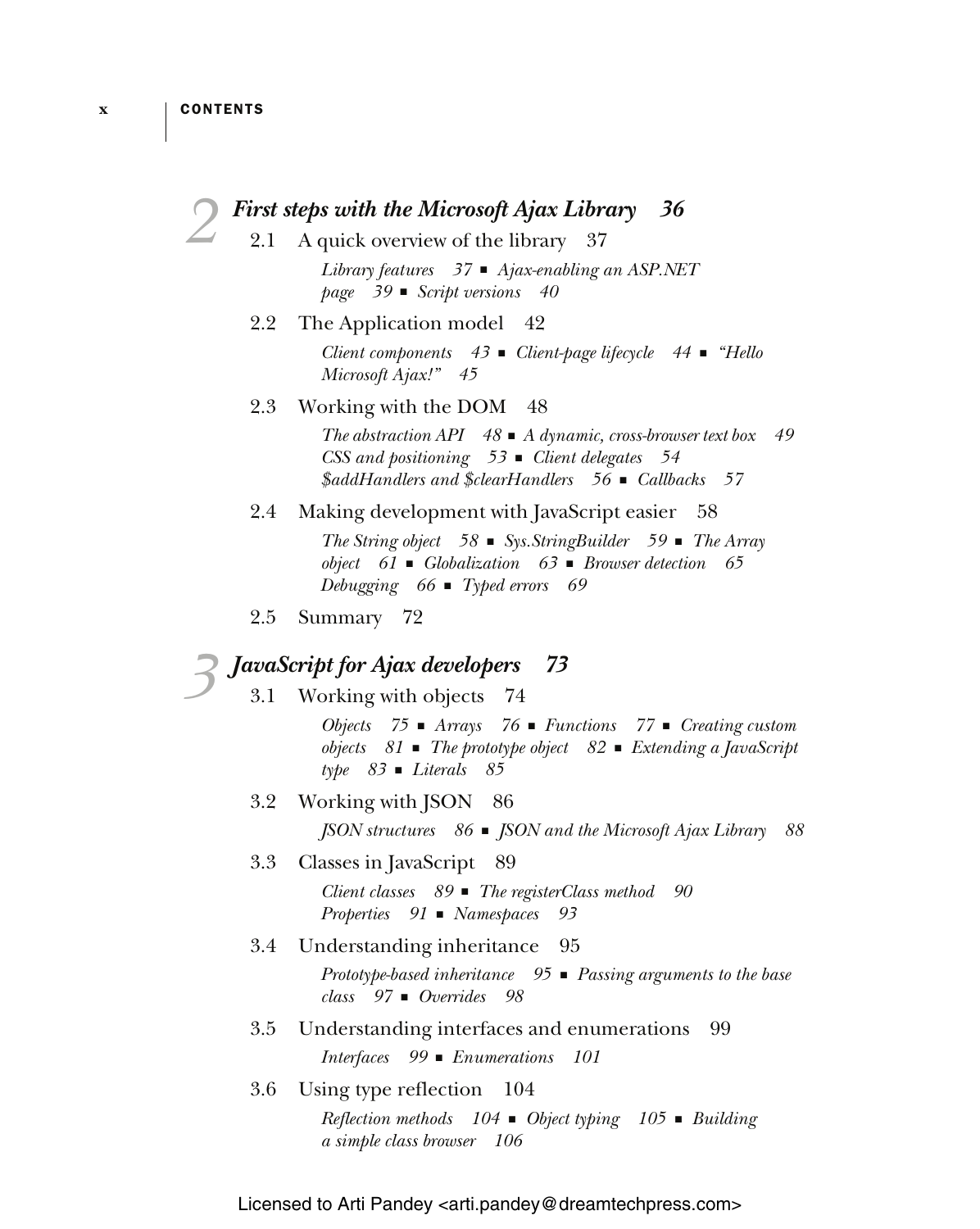## 2 *First steps with the Microsoft Ajax Library 36*

2.1 A quick overview of the library 37

*Library features 37 ■ Ajax-enabling an ASP.NET page 39 ■ Script versions 40*

2.2 The Application model 42

*Client components 43 ■ Client-page lifecycle 44 ■ "Hello Microsoft Ajax!" 45*

2.3 Working with the DOM 48

*The abstraction API 48 ■ A dynamic, cross-browser text box 49 CSS and positioning 53 ■ Client delegates 54 $addHandlers and $clearHandlers 56 ■ Callbacks 57*

2.4 Making development with JavaScript easier 58

*The String object 58 ■ Sys.StringBuilder 59 ■ The Array object 61 ■ Globalization 63 ■ Browser detection 65 Debugging 66 ■ Typed errors 69*

2.5 Summary 72

## 3 *JavaScript for Ajax developers 73*

3.1 Working with objects 74

*Objects 75 ■ Arrays 76 ■ Functions 77 ■ Creating custom objects 81 ■ The prototype object 82 ■ Extending a JavaScript type 83 ■ Literals 85*

3.2 Working with JSON 86

*JSON structures 86 ■ JSON and the Microsoft Ajax Library 88*

3.3 Classes in JavaScript 89

*Client classes 89 ■ The registerClass method 90 Properties 91 ■ Namespaces 93*

3.4 Understanding inheritance 95

*Prototype-based inheritance 95 ■ Passing arguments to the base class 97 ■ Overrides 98*

3.5 Understanding interfaces and enumerations 99

*Interfaces 99 ■ Enumerations 101*

3.6 Using type reflection 104

*Reflection methods 104 ■ Object typing 105 ■ Building a simple class browser 106*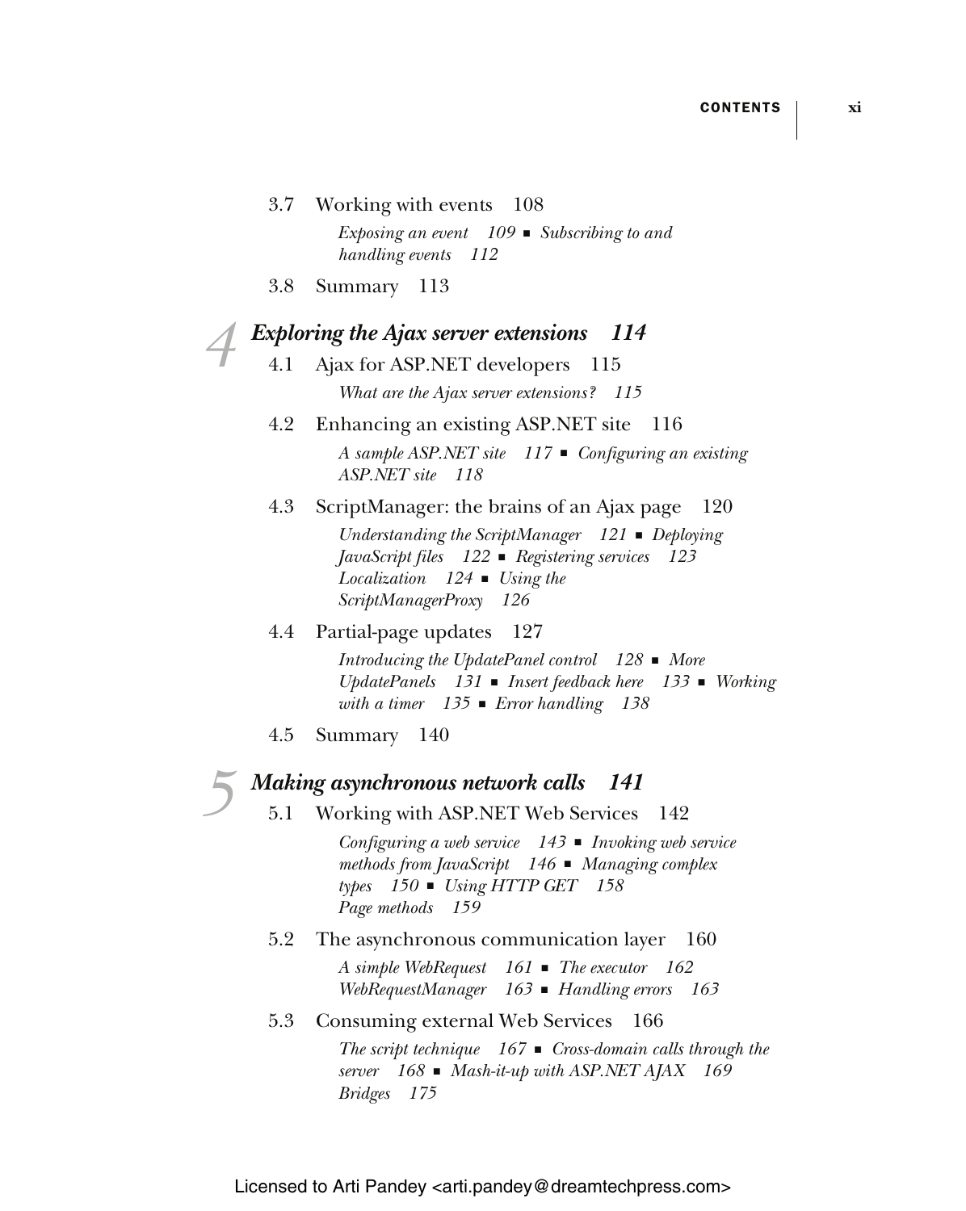3.7 Working with events 108

*Exposing an event 109 ■ Subscribing to and handling events 112*

3.8 Summary 113

## 4 *Exploring the Ajax server extensions 114*

4.1 Ajax for ASP.NET developers 115

*What are the Ajax server extensions? 115*

4.2 Enhancing an existing ASP.NET site 116

*A sample ASP.NET site 117 ■ Configuring an existing ASP.NET site 118*

4.3 ScriptManager: the brains of an Ajax page 120

*Understanding the ScriptManager 121 ■ Deploying JavaScript files 122 ■ Registering services 123 Localization 124 ■ Using the ScriptManagerProxy 126*

4.4 Partial-page updates 127

*Introducing the UpdatePanel control 128 ■ More UpdatePanels 131 ■ Insert feedback here 133 ■ Working with a timer 135 ■ Error handling 138*

4.5 Summary 140

## 5 *Making asynchronous network calls 141*

5.1 Working with ASP.NET Web Services 142

*Configuring a web service 143 ■ Invoking web service methods from JavaScript 146 ■ Managing complex types 150 ■ Using HTTP GET 158 Page methods 159*

5.2 The asynchronous communication layer 160

*A simple WebRequest 161 ■ The executor 162 WebRequestManager 163 ■ Handling errors 163*

5.3 Consuming external Web Services 166

*The script technique 167 ■ Cross-domain calls through the server 168 ■ Mash-it-up with ASP.NET AJAX 169 Bridges 175*

Licensed to Arti Pandey <arti.pandey@dreamtechpress.com>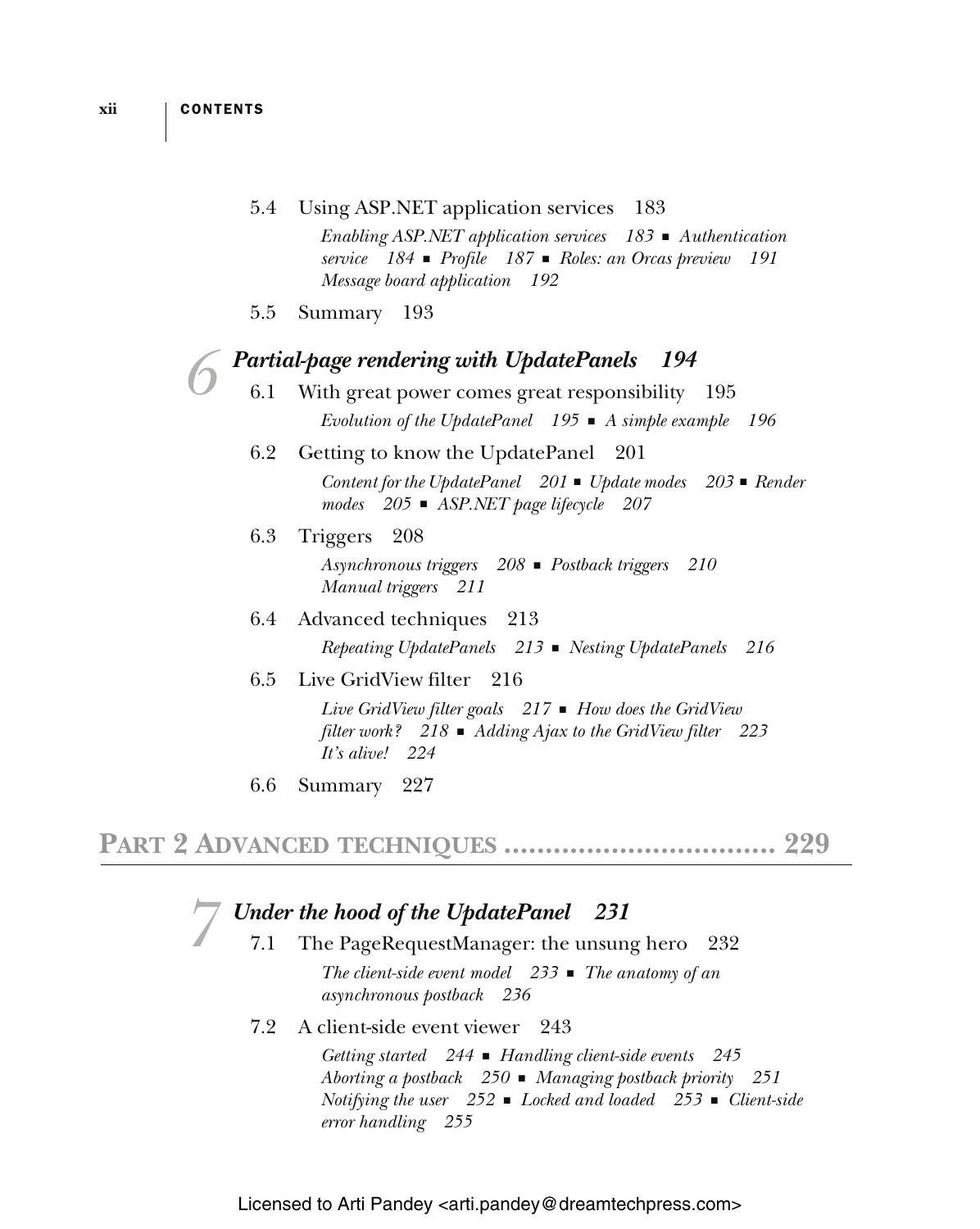5.4 Using ASP.NET application services 183

*Enabling ASP.NET application services 183 ■ Authentication service 184 ■ Profile 187 ■ Roles: an Orcas preview 191 Message board application 192*

5.5 Summary 193

## 6 *Partial-page rendering with UpdatePanels 194*

6.1 With great power comes great responsibility 195

*Evolution of the UpdatePanel 195 ■ A simple example 196*

6.2 Getting to know the UpdatePanel 201

*Content for the UpdatePanel 201 ■ Update modes 203 ■ Render modes 205 ■ ASP.NET page lifecycle 207*

6.3 Triggers 208

*Asynchronous triggers 208 ■ Postback triggers 210 Manual triggers 211*

6.4 Advanced techniques 213

*Repeating UpdatePanels 213 ■ Nesting UpdatePanels 216*

6.5 Live GridView filter 216

*Live GridView filter goals 217 ■ How does the GridView filter work? 218 ■ Adding Ajax to the GridView filter 223 It's alive! 224*

6.6 Summary 227

# PART 2 ADVANCED TECHNIQUES ................................ 229

## 7 *Under the hood of the UpdatePanel 231*

7.1 The PageRequestManager: the unsung hero 232

*The client-side event model 233 ■ The anatomy of an asynchronous postback 236*

7.2 A client-side event viewer 243

*Getting started 244 ■ Handling client-side events 245 Aborting a postback 250 ■ Managing postback priority 251 Notifying the user 252 ■ Locked and loaded 253 ■ Client-side error handling 255*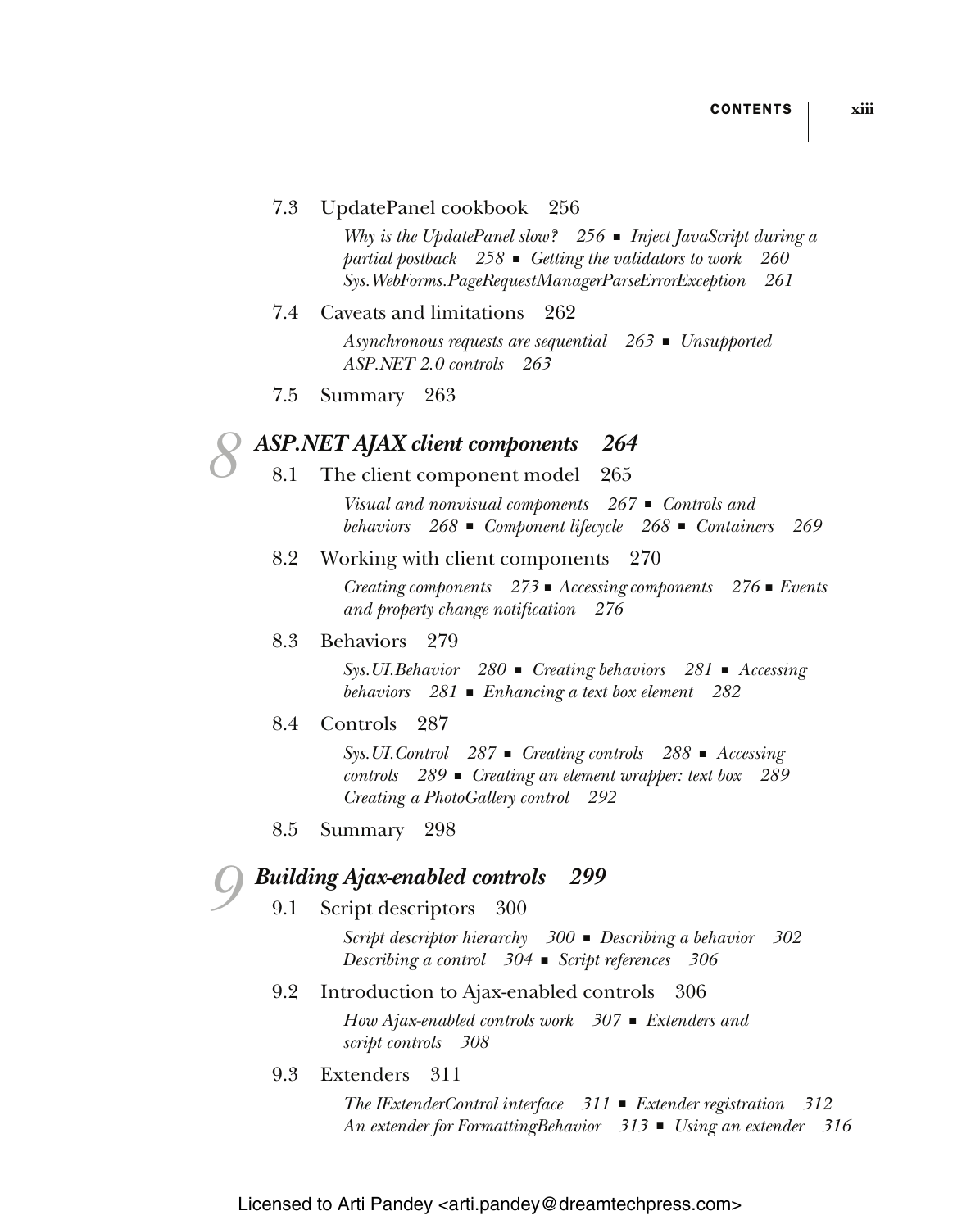7.3 UpdatePanel cookbook 256

*Why is the UpdatePanel slow? 256 ■ Inject JavaScript during a partial postback 258 ■ Getting the validators to work 260 Sys.WebForms.PageRequestManagerParseErrorException 261*

7.4 Caveats and limitations 262

*Asynchronous requests are sequential 263 ■ Unsupported ASP.NET 2.0 controls 263*

7.5 Summary 263

## 8 *ASP.NET AJAX client components 264*

8.1 The client component model 265

*Visual and nonvisual components 267 ■ Controls and behaviors 268 ■ Component lifecycle 268 ■ Containers 269*

8.2 Working with client components 270

*Creating components 273 ■ Accessing components 276 ■ Events and property change notification 276*

8.3 Behaviors 279

*Sys.UI.Behavior 280 ■ Creating behaviors 281 ■ Accessing behaviors 281 ■ Enhancing a text box element 282*

8.4 Controls 287

*Sys.UI.Control 287 ■ Creating controls 288 ■ Accessing controls 289 ■ Creating an element wrapper: text box 289 Creating a PhotoGallery control 292*

8.5 Summary 298

## 9 *Building Ajax-enabled controls 299*

9.1 Script descriptors 300

*Script descriptor hierarchy 300 ■ Describing a behavior 302 Describing a control 304 ■ Script references 306*

9.2 Introduction to Ajax-enabled controls 306

*How Ajax-enabled controls work 307 ■ Extenders and script controls 308*

9.3 Extenders 311

*The IExtenderControl interface 311 ■ Extender registration 312 An extender for FormattingBehavior 313 ■ Using an extender 316*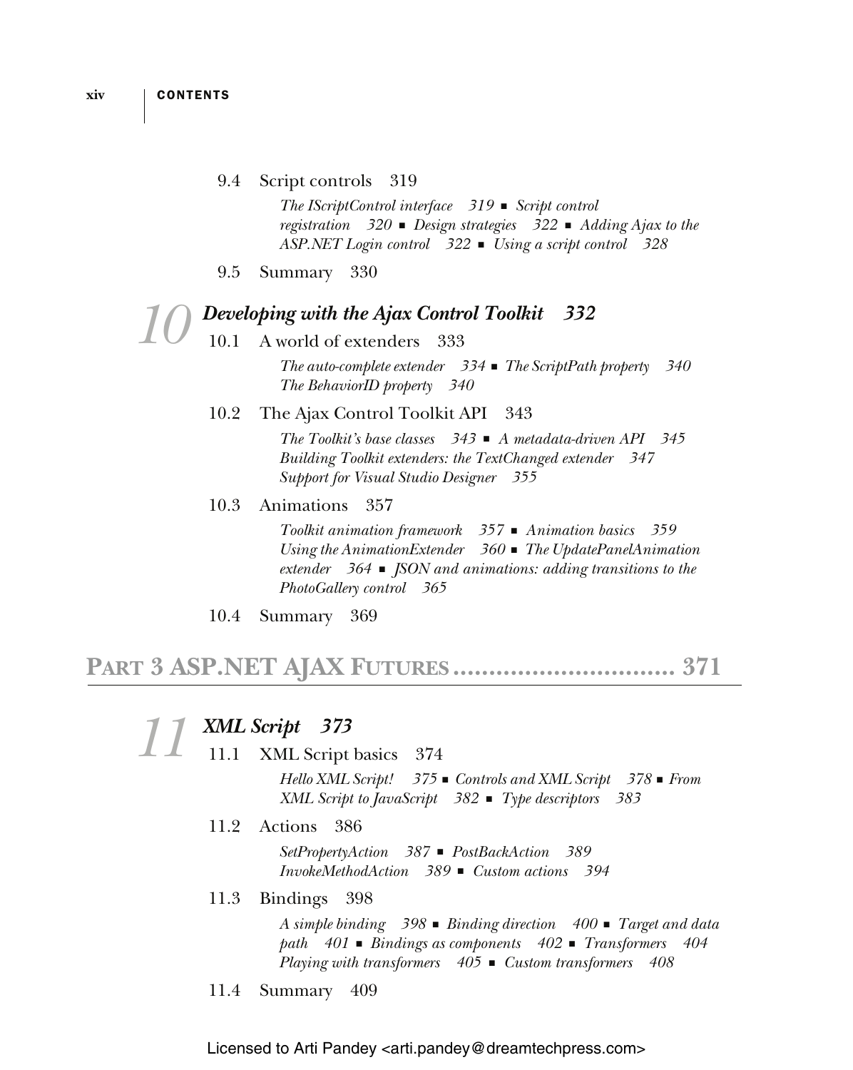9.4 Script controls 319

*The IScriptControl interface 319 ■ Script control registration 320 ■ Design strategies 322 ■ Adding Ajax to the ASP.NET Login control 322 ■ Using a script control 328*

9.5 Summary 330

## 10 *Developing with the Ajax Control Toolkit 332*

10.1 A world of extenders 333

*The auto-complete extender 334 ■ The ScriptPath property 340 The BehaviorID property 340*

10.2 The Ajax Control Toolkit API 343

*The Toolkit's base classes 343 ■ A metadata-driven API 345 Building Toolkit extenders: the TextChanged extender 347 Support for Visual Studio Designer 355*

10.3 Animations 357

*Toolkit animation framework 357 ■ Animation basics 359 Using the AnimationExtender 360 ■ The UpdatePanelAnimation extender 364 ■ JSON and animations: adding transitions to the PhotoGallery control 365*

10.4 Summary 369

# PART 3 ASP.NET AJAX FUTURES ............................... 371

## 11 *XML Script 373*

11.1 XML Script basics 374

*Hello XML Script! 375 ■ Controls and XML Script 378 ■ From XML Script to JavaScript 382 ■ Type descriptors 383*

11.2 Actions 386

*SetPropertyAction 387 ■ PostBackAction 389 InvokeMethodAction 389 ■ Custom actions 394*

11.3 Bindings 398

*A simple binding 398 ■ Binding direction 400 ■ Target and data path 401 ■ Bindings as components 402 ■ Transformers 404 Playing with transformers 405 ■ Custom transformers 408*

11.4 Summary 409

Licensed to Arti Pandey <arti.pandey@dreamtechpress.com>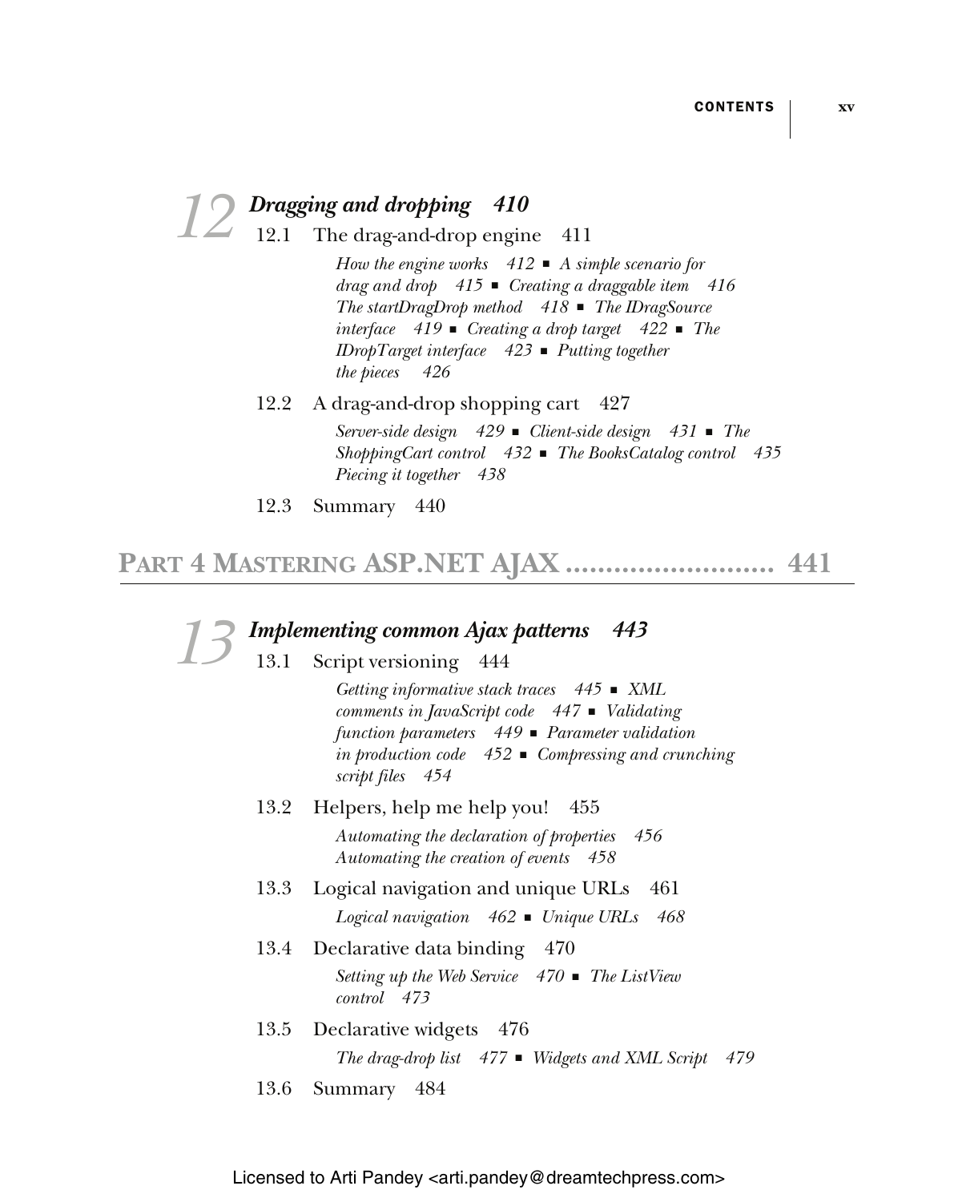## 12 *Dragging and dropping* *410*

12.1 The drag-and-drop engine 411

*How the engine works 412 ■ A simple scenario for drag and drop 415 ■ Creating a draggable item 416 The startDragDrop method 418 ■ The IDragSource interface 419 ■ Creating a drop target 422 ■ The IDropTarget interface 423 ■ Putting together the pieces 426*

12.2 A drag-and-drop shopping cart 427

*Server-side design 429 ■ Client-side design 431 ■ The ShoppingCart control 432 ■ The BooksCatalog control 435 Piecing it together 438*

12.3 Summary 440

# PART 4 MASTERING ASP.NET AJAX .......................... 441

## 13 *Implementing common Ajax patterns* *443*

13.1 Script versioning 444

*Getting informative stack traces 445 ■ XML comments in JavaScript code 447 ■ Validating function parameters 449 ■ Parameter validation in production code 452 ■ Compressing and crunching script files 454*

13.2 Helpers, help me help you! 455

*Automating the declaration of properties 456 Automating the creation of events 458*

13.3 Logical navigation and unique URLs 461

*Logical navigation 462 ■ Unique URLs 468*

13.4 Declarative data binding 470

*Setting up the Web Service 470 ■ The ListView control 473*

13.5 Declarative widgets 476

*The drag-drop list 477 ■ Widgets and XML Script 479*

13.6 Summary 484

Licensed to Arti Pandey <arti.pandey@dreamtechpress.com>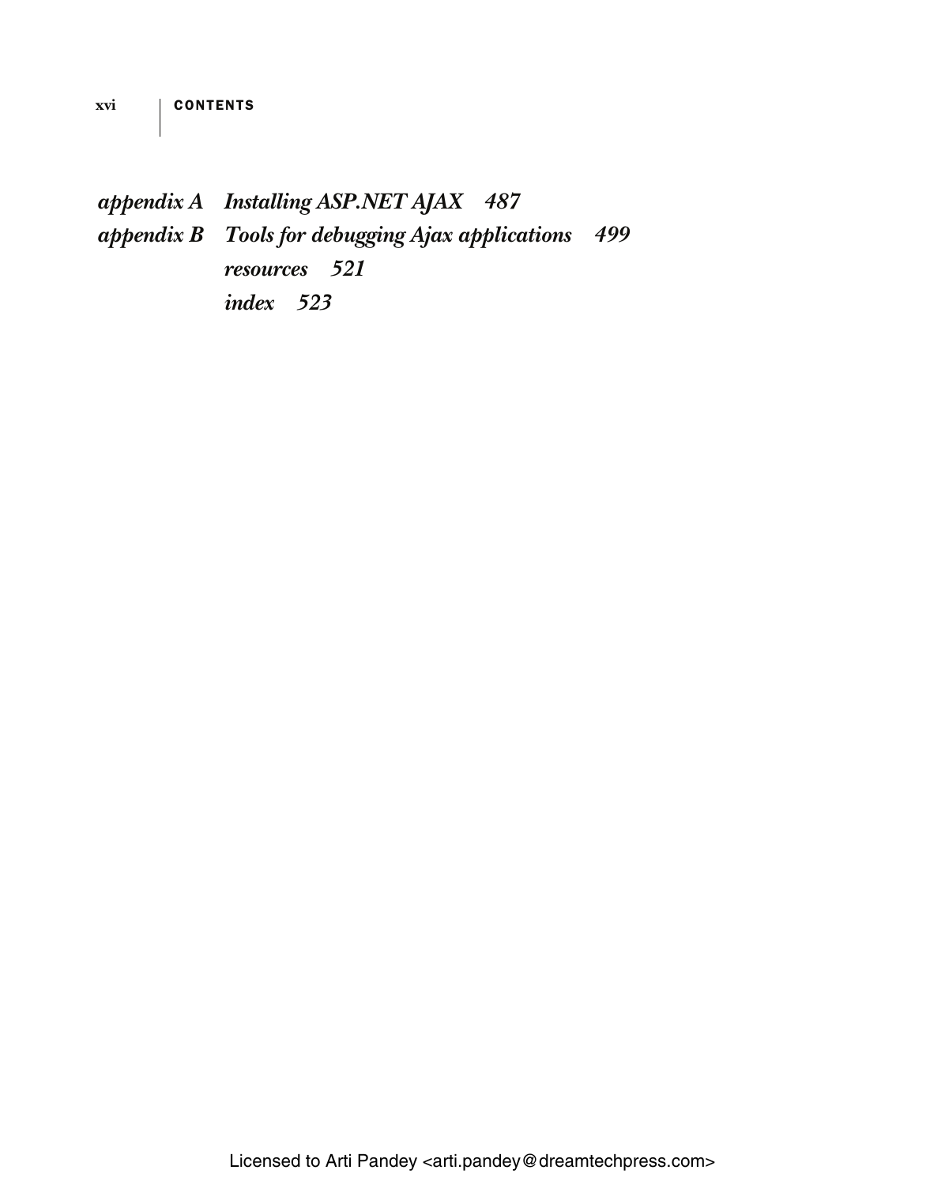*appendix A   Installing ASP.NET AJAX   487*

*appendix B   Tools for debugging Ajax applications   499*

*resources   521*

*index   523*

Licensed to Arti Pandey <arti.pandey@dreamtechpress.com>